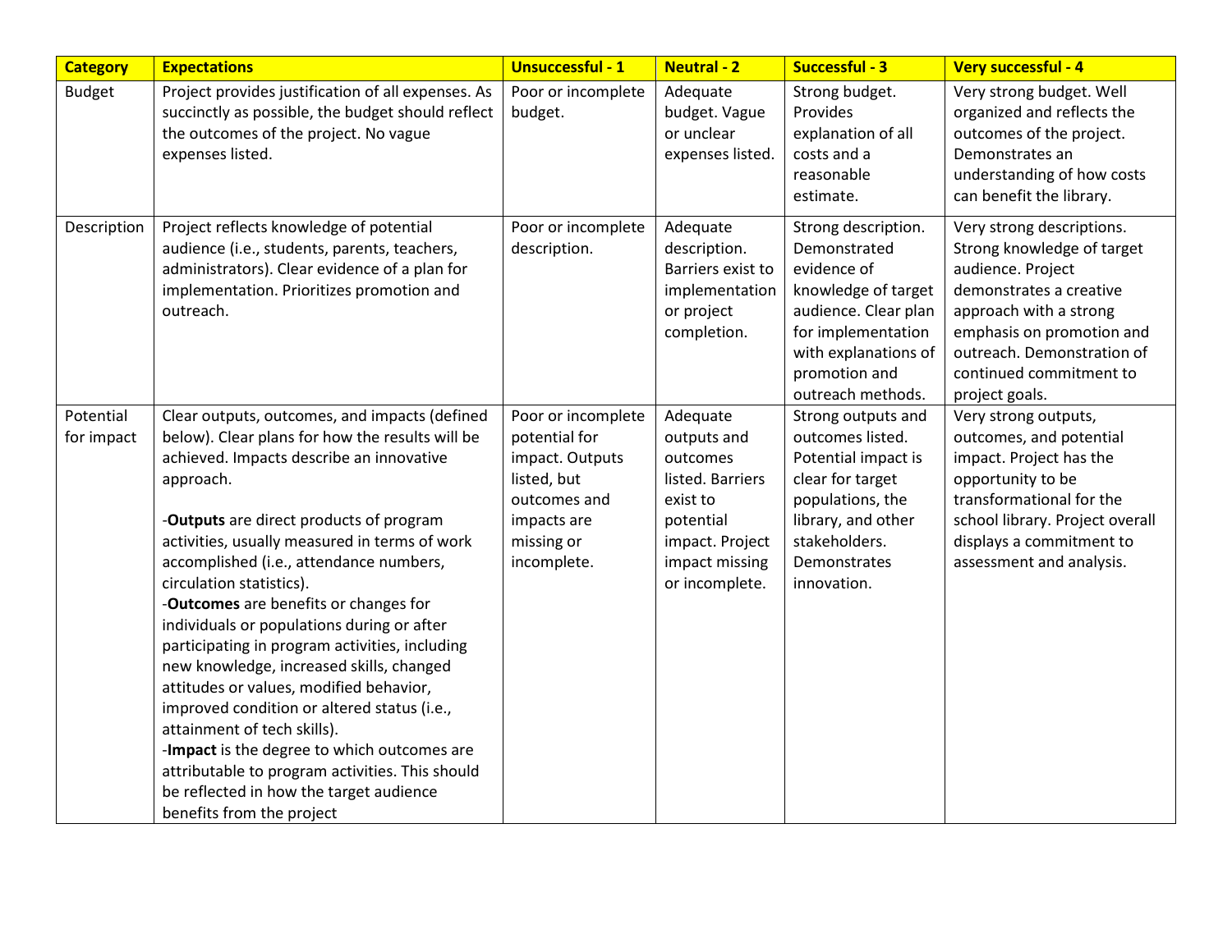| Category | Expectations | Unsuccessful - 1 | Neutral - 2 | Successful - 3 | Very successful - 4 |
|---|---|---|---|---|---|
| Budget | Project provides justification of all expenses. As succinctly as possible, the budget should reflect the outcomes of the project. No vague expenses listed. | Poor or incomplete budget. | Adequate budget. Vague or unclear expenses listed. | Strong budget. Provides explanation of all costs and a reasonable estimate. | Very strong budget. Well organized and reflects the outcomes of the project. Demonstrates an understanding of how costs can benefit the library. |
| Description | Project reflects knowledge of potential audience (i.e., students, parents, teachers, administrators). Clear evidence of a plan for implementation. Prioritizes promotion and outreach. | Poor or incomplete description. | Adequate description. Barriers exist to implementation or project completion. | Strong description. Demonstrated evidence of knowledge of target audience. Clear plan for implementation with explanations of promotion and outreach methods. | Very strong descriptions. Strong knowledge of target audience. Project demonstrates a creative approach with a strong emphasis on promotion and outreach. Demonstration of continued commitment to project goals. |
| Potential for impact | Clear outputs, outcomes, and impacts (defined below). Clear plans for how the results will be achieved. Impacts describe an innovative approach.<br><br>-**Outputs** are direct products of program activities, usually measured in terms of work accomplished (i.e., attendance numbers, circulation statistics).<br>-**Outcomes** are benefits or changes for individuals or populations during or after participating in program activities, including new knowledge, increased skills, changed attitudes or values, modified behavior, improved condition or altered status (i.e., attainment of tech skills).<br>-**Impact** is the degree to which outcomes are attributable to program activities. This should be reflected in how the target audience benefits from the project | Poor or incomplete potential for impact. Outputs listed, but outcomes and impacts are missing or incomplete. | Adequate outputs and outcomes listed. Barriers exist to potential impact. Project impact missing or incomplete. | Strong outputs and outcomes listed. Potential impact is clear for target populations, the library, and other stakeholders. Demonstrates innovation. | Very strong outputs, outcomes, and potential impact. Project has the opportunity to be transformational for the school library. Project overall displays a commitment to assessment and analysis. |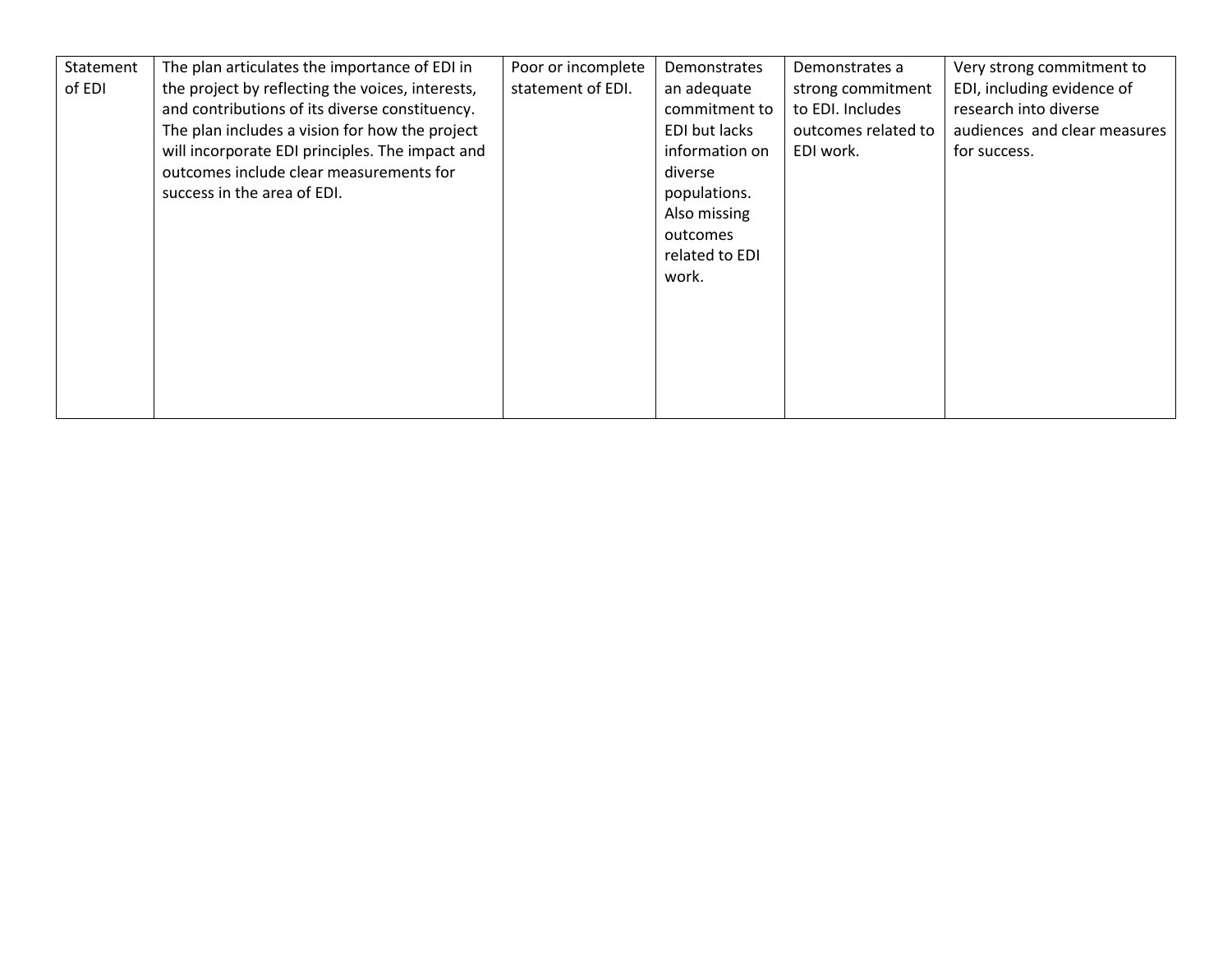| | | | | | |
|---|---|---|---|---|---|
| Statement of EDI | The plan articulates the importance of EDI in the project by reflecting the voices, interests, and contributions of its diverse constituency. The plan includes a vision for how the project will incorporate EDI principles. The impact and outcomes include clear measurements for success in the area of EDI. | Poor or incomplete statement of EDI. | Demonstrates an adequate commitment to EDI but lacks information on diverse populations. Also missing outcomes related to EDI work. | Demonstrates a strong commitment to EDI. Includes outcomes related to EDI work. | Very strong commitment to EDI, including evidence of research into diverse audiences and clear measures for success. |